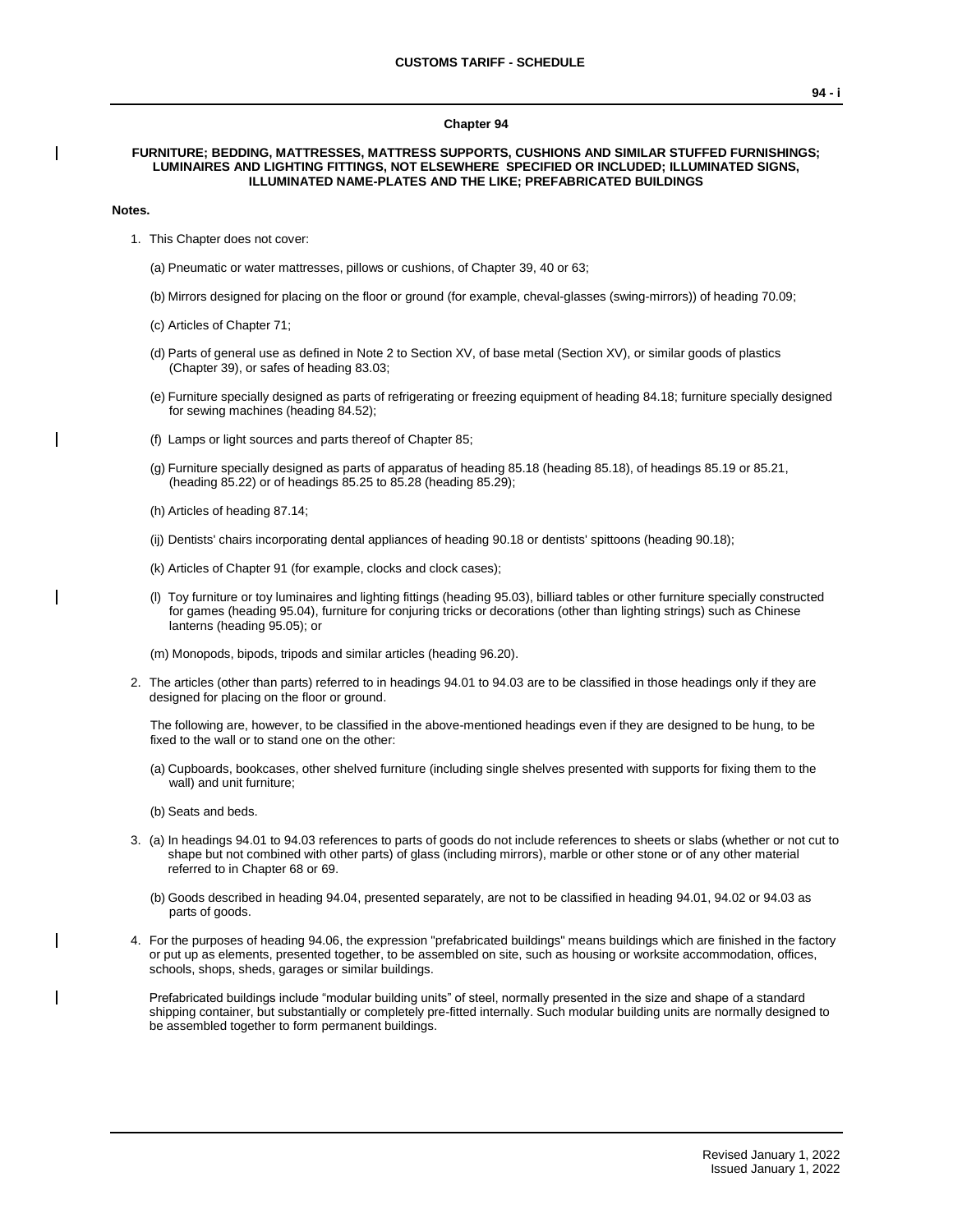# Chapter 94

## FURNITURE; BEDDING, MATTRESSES, MATTRESS SUPPORTS, CUSHIONS AND SIMILAR STUFFED FURNISHINGS; LUMINAIRES AND LIGHTING FITTINGS, NOT ELSEWHERE SPECIFIED OR INCLUDED; ILLUMINATED SIGNS, ILLUMINATED NAME-PLATES AND THE LIKE; PREFABRICATED BUILDINGS

**Notes.**

1. This Chapter does not cover:

   (a) Pneumatic or water mattresses, pillows or cushions, of Chapter 39, 40 or 63;

   (b) Mirrors designed for placing on the floor or ground (for example, cheval-glasses (swing-mirrors)) of heading 70.09;

   (c) Articles of Chapter 71;

   (d) Parts of general use as defined in Note 2 to Section XV, of base metal (Section XV), or similar goods of plastics (Chapter 39), or safes of heading 83.03;

   (e) Furniture specially designed as parts of refrigerating or freezing equipment of heading 84.18; furniture specially designed for sewing machines (heading 84.52);

   (f) Lamps or light sources and parts thereof of Chapter 85;

   (g) Furniture specially designed as parts of apparatus of heading 85.18 (heading 85.18), of headings 85.19 or 85.21, (heading 85.22) or of headings 85.25 to 85.28 (heading 85.29);

   (h) Articles of heading 87.14;

   (ij) Dentists' chairs incorporating dental appliances of heading 90.18 or dentists' spittoons (heading 90.18);

   (k) Articles of Chapter 91 (for example, clocks and clock cases);

   (l) Toy furniture or toy luminaires and lighting fittings (heading 95.03), billiard tables or other furniture specially constructed for games (heading 95.04), furniture for conjuring tricks or decorations (other than lighting strings) such as Chinese lanterns (heading 95.05); or

   (m) Monopods, bipods, tripods and similar articles (heading 96.20).

2. The articles (other than parts) referred to in headings 94.01 to 94.03 are to be classified in those headings only if they are designed for placing on the floor or ground.

   The following are, however, to be classified in the above-mentioned headings even if they are designed to be hung, to be fixed to the wall or to stand one on the other:

   (a) Cupboards, bookcases, other shelved furniture (including single shelves presented with supports for fixing them to the wall) and unit furniture;

   (b) Seats and beds.

3. (a) In headings 94.01 to 94.03 references to parts of goods do not include references to sheets or slabs (whether or not cut to shape but not combined with other parts) of glass (including mirrors), marble or other stone or of any other material referred to in Chapter 68 or 69.

   (b) Goods described in heading 94.04, presented separately, are not to be classified in heading 94.01, 94.02 or 94.03 as parts of goods.

4. For the purposes of heading 94.06, the expression "prefabricated buildings" means buildings which are finished in the factory or put up as elements, presented together, to be assembled on site, such as housing or worksite accommodation, offices, schools, shops, sheds, garages or similar buildings.

   Prefabricated buildings include "modular building units" of steel, normally presented in the size and shape of a standard shipping container, but substantially or completely pre-fitted internally. Such modular building units are normally designed to be assembled together to form permanent buildings.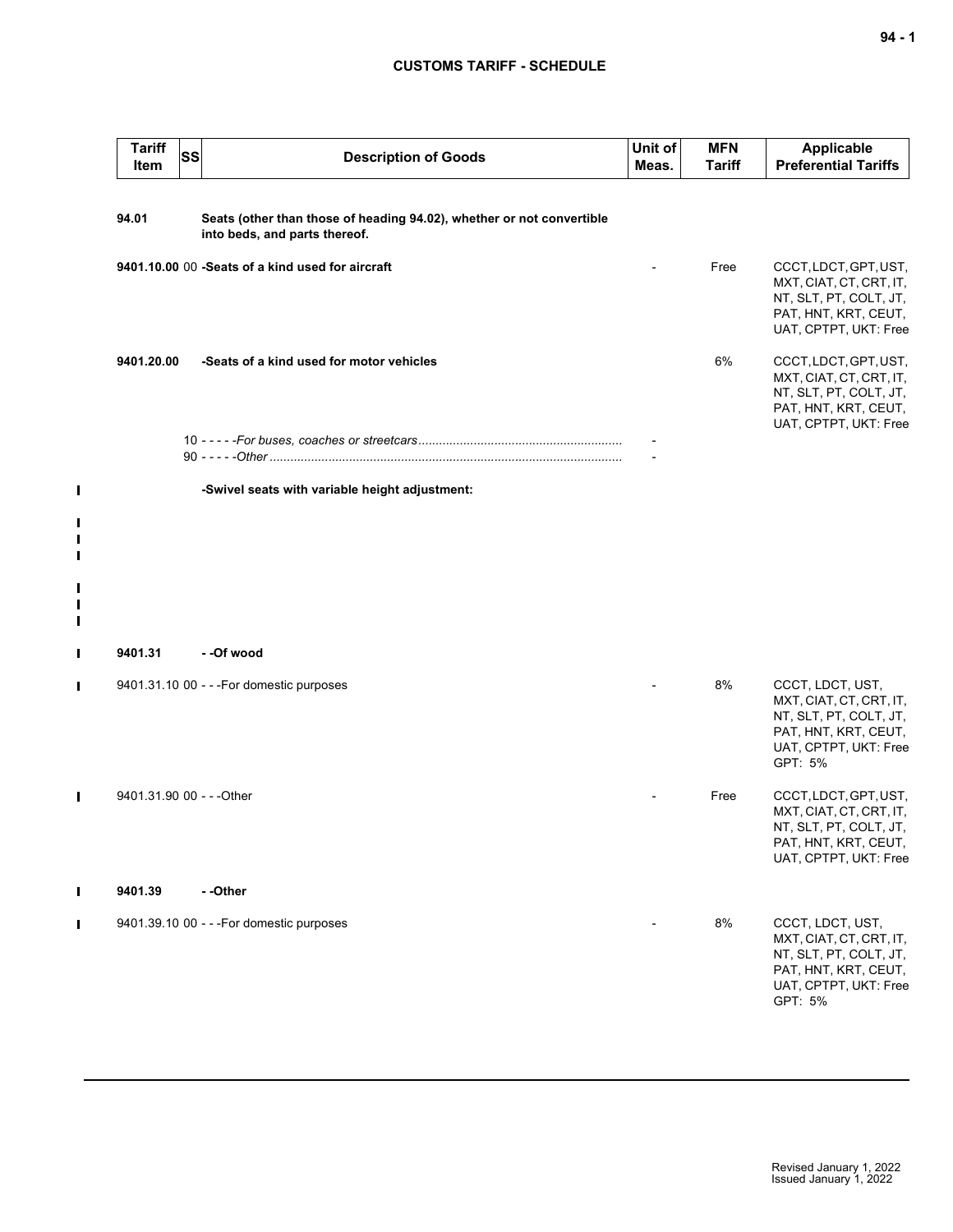| Tariff Item | SS | Description of Goods | Unit of Meas. | MFN Tariff | Applicable Preferential Tariffs |
|---|---|---|---|---|---|
| **94.01** | | **Seats (other than those of heading 94.02), whether or not convertible into beds, and parts thereof.** | | | |
| **9401.10.00** | 00 | **-Seats of a kind used for aircraft** | - | Free | CCCT, LDCT, GPT, UST, MXT, CIAT, CT, CRT, IT, NT, SLT, PT, COLT, JT, PAT, HNT, KRT, CEUT, UAT, CPTPT, UKT: Free |
| **9401.20.00** | | **-Seats of a kind used for motor vehicles** | | 6% | CCCT, LDCT, GPT, UST, MXT, CIAT, CT, CRT, IT, NT, SLT, PT, COLT, JT, PAT, HNT, KRT, CEUT, UAT, CPTPT, UKT: Free |
| | 10 | - - - - -*For buses, coaches or streetcars* | - | | |
| | 90 | - - - - -*Other* | - | | |
| | | **-Swivel seats with variable height adjustment:** | | | |
| **9401.31** | | **- -Of wood** | | | |
| 9401.31.10 | 00 | - - -For domestic purposes | - | 8% | CCCT, LDCT, UST, MXT, CIAT, CT, CRT, IT, NT, SLT, PT, COLT, JT, PAT, HNT, KRT, CEUT, UAT, CPTPT, UKT: Free<br>GPT: 5% |
| 9401.31.90 | 00 | - - -Other | - | Free | CCCT, LDCT, GPT, UST, MXT, CIAT, CT, CRT, IT, NT, SLT, PT, COLT, JT, PAT, HNT, KRT, CEUT, UAT, CPTPT, UKT: Free |
| **9401.39** | | **- -Other** | | | |
| 9401.39.10 | 00 | - - -For domestic purposes | - | 8% | CCCT, LDCT, UST, MXT, CIAT, CT, CRT, IT, NT, SLT, PT, COLT, JT, PAT, HNT, KRT, CEUT, UAT, CPTPT, UKT: Free<br>GPT: 5% |

Revised January 1, 2022
Issued January 1, 2022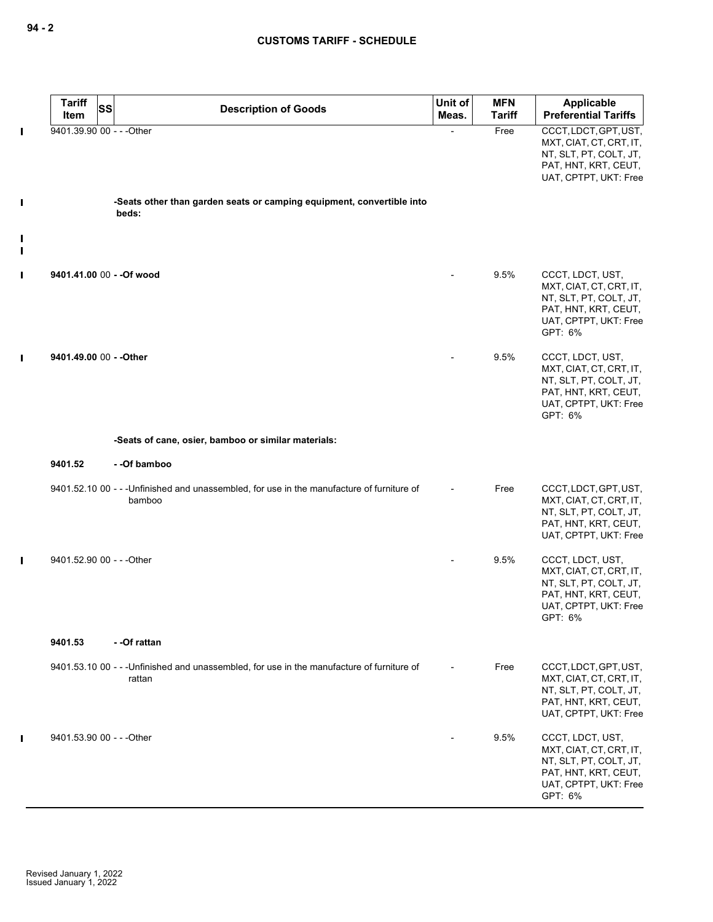| Tariff Item | SS | Description of Goods | Unit of Meas. | MFN Tariff | Applicable Preferential Tariffs |
|---|---|---|---|---|---|
| 9401.39.90 | 00 | - - -Other | - | Free | CCCT, LDCT, GPT, UST, MXT, CIAT, CT, CRT, IT, NT, SLT, PT, COLT, JT, PAT, HNT, KRT, CEUT, UAT, CPTPT, UKT: Free |
| | | **-Seats other than garden seats or camping equipment, convertible into beds:** | | | |
| **9401.41.00** | 00 | **- -Of wood** | - | 9.5% | CCCT, LDCT, UST, MXT, CIAT, CT, CRT, IT, NT, SLT, PT, COLT, JT, PAT, HNT, KRT, CEUT, UAT, CPTPT, UKT: Free GPT: 6% |
| **9401.49.00** | 00 | **- -Other** | - | 9.5% | CCCT, LDCT, UST, MXT, CIAT, CT, CRT, IT, NT, SLT, PT, COLT, JT, PAT, HNT, KRT, CEUT, UAT, CPTPT, UKT: Free GPT: 6% |
| | | **-Seats of cane, osier, bamboo or similar materials:** | | | |
| **9401.52** | | **- -Of bamboo** | | | |
| 9401.52.10 | 00 | - - -Unfinished and unassembled, for use in the manufacture of furniture of bamboo | - | Free | CCCT, LDCT, GPT, UST, MXT, CIAT, CT, CRT, IT, NT, SLT, PT, COLT, JT, PAT, HNT, KRT, CEUT, UAT, CPTPT, UKT: Free |
| 9401.52.90 | 00 | - - -Other | - | 9.5% | CCCT, LDCT, UST, MXT, CIAT, CT, CRT, IT, NT, SLT, PT, COLT, JT, PAT, HNT, KRT, CEUT, UAT, CPTPT, UKT: Free GPT: 6% |
| **9401.53** | | **- -Of rattan** | | | |
| 9401.53.10 | 00 | - - -Unfinished and unassembled, for use in the manufacture of furniture of rattan | - | Free | CCCT, LDCT, GPT, UST, MXT, CIAT, CT, CRT, IT, NT, SLT, PT, COLT, JT, PAT, HNT, KRT, CEUT, UAT, CPTPT, UKT: Free |
| 9401.53.90 | 00 | - - -Other | - | 9.5% | CCCT, LDCT, UST, MXT, CIAT, CT, CRT, IT, NT, SLT, PT, COLT, JT, PAT, HNT, KRT, CEUT, UAT, CPTPT, UKT: Free GPT: 6% |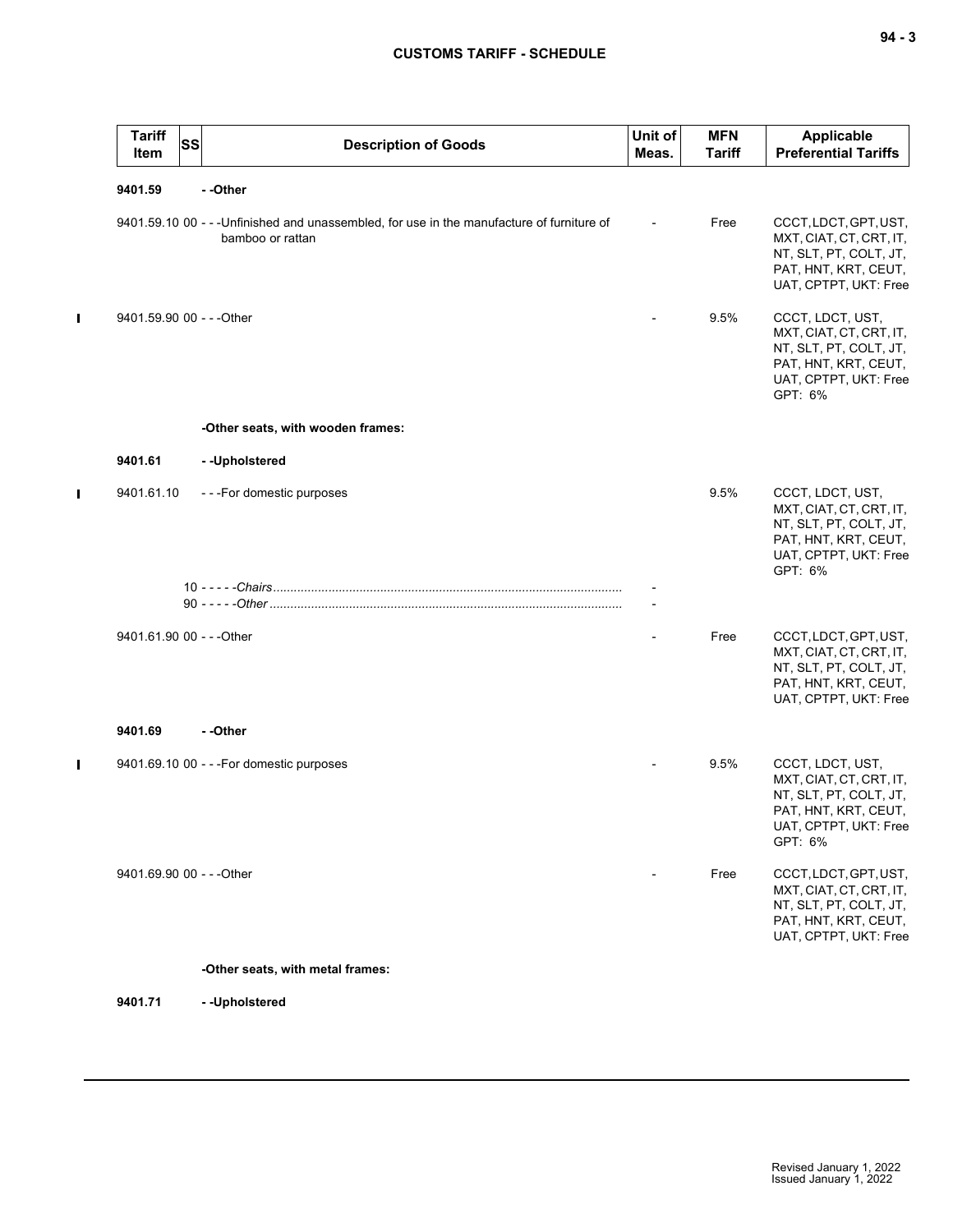| Tariff Item | SS | Description of Goods | Unit of Meas. | MFN Tariff | Applicable Preferential Tariffs |
|---|---|---|---|---|---|
| **9401.59** | | **- -Other** | | | |
| 9401.59.10 | 00 | - - -Unfinished and unassembled, for use in the manufacture of furniture of bamboo or rattan | - | Free | CCCT, LDCT, GPT, UST, MXT, CIAT, CT, CRT, IT, NT, SLT, PT, COLT, JT, PAT, HNT, KRT, CEUT, UAT, CPTPT, UKT: Free |
| 9401.59.90 | 00 | - - -Other | - | 9.5% | CCCT, LDCT, UST, MXT, CIAT, CT, CRT, IT, NT, SLT, PT, COLT, JT, PAT, HNT, KRT, CEUT, UAT, CPTPT, UKT: Free GPT: 6% |
| | | **-Other seats, with wooden frames:** | | | |
| **9401.61** | | **- -Upholstered** | | | |
| 9401.61.10 | | - - -For domestic purposes | | 9.5% | CCCT, LDCT, UST, MXT, CIAT, CT, CRT, IT, NT, SLT, PT, COLT, JT, PAT, HNT, KRT, CEUT, UAT, CPTPT, UKT: Free GPT: 6% |
| | 10 | - - - - -*Chairs* | - | | |
| | 90 | - - - - -*Other* | - | | |
| 9401.61.90 | 00 | - - -Other | - | Free | CCCT, LDCT, GPT, UST, MXT, CIAT, CT, CRT, IT, NT, SLT, PT, COLT, JT, PAT, HNT, KRT, CEUT, UAT, CPTPT, UKT: Free |
| **9401.69** | | **- -Other** | | | |
| 9401.69.10 | 00 | - - -For domestic purposes | - | 9.5% | CCCT, LDCT, UST, MXT, CIAT, CT, CRT, IT, NT, SLT, PT, COLT, JT, PAT, HNT, KRT, CEUT, UAT, CPTPT, UKT: Free GPT: 6% |
| 9401.69.90 | 00 | - - -Other | - | Free | CCCT, LDCT, GPT, UST, MXT, CIAT, CT, CRT, IT, NT, SLT, PT, COLT, JT, PAT, HNT, KRT, CEUT, UAT, CPTPT, UKT: Free |
| | | **-Other seats, with metal frames:** | | | |
| **9401.71** | | **- -Upholstered** | | | |

Revised January 1, 2022
Issued January 1, 2022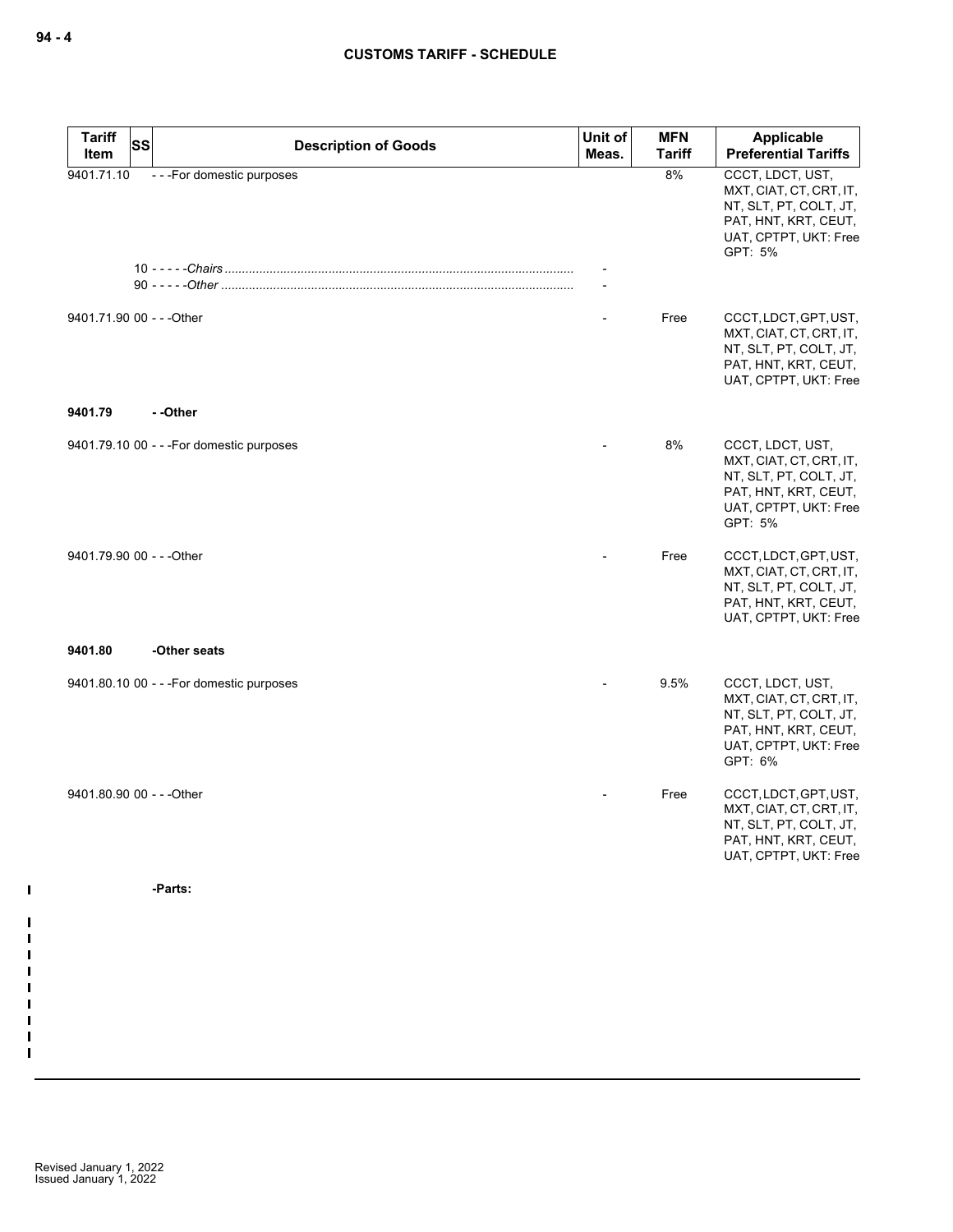## CUSTOMS TARIFF - SCHEDULE

| Tariff Item | SS | Description of Goods | Unit of Meas. | MFN Tariff | Applicable Preferential Tariffs |
|---|---|---|---|---|---|
| 9401.71.10 | | - - -For domestic purposes | | 8% | CCCT, LDCT, UST, MXT, CIAT, CT, CRT, IT, NT, SLT, PT, COLT, JT, PAT, HNT, KRT, CEUT, UAT, CPTPT, UKT: Free GPT: 5% |
| | 10 | - - - - -*Chairs* | - | | |
| | 90 | - - - - -*Other* | - | | |
| 9401.71.90 | 00 | - - -Other | - | Free | CCCT, LDCT, GPT, UST, MXT, CIAT, CT, CRT, IT, NT, SLT, PT, COLT, JT, PAT, HNT, KRT, CEUT, UAT, CPTPT, UKT: Free |
| **9401.79** | | **- -Other** | | | |
| 9401.79.10 | 00 | - - -For domestic purposes | - | 8% | CCCT, LDCT, UST, MXT, CIAT, CT, CRT, IT, NT, SLT, PT, COLT, JT, PAT, HNT, KRT, CEUT, UAT, CPTPT, UKT: Free GPT: 5% |
| 9401.79.90 | 00 | - - -Other | - | Free | CCCT, LDCT, GPT, UST, MXT, CIAT, CT, CRT, IT, NT, SLT, PT, COLT, JT, PAT, HNT, KRT, CEUT, UAT, CPTPT, UKT: Free |
| **9401.80** | | **-Other seats** | | | |
| 9401.80.10 | 00 | - - -For domestic purposes | - | 9.5% | CCCT, LDCT, UST, MXT, CIAT, CT, CRT, IT, NT, SLT, PT, COLT, JT, PAT, HNT, KRT, CEUT, UAT, CPTPT, UKT: Free GPT: 6% |
| 9401.80.90 | 00 | - - -Other | - | Free | CCCT, LDCT, GPT, UST, MXT, CIAT, CT, CRT, IT, NT, SLT, PT, COLT, JT, PAT, HNT, KRT, CEUT, UAT, CPTPT, UKT: Free |
| | | **-Parts:** | | | |

Revised January 1, 2022
Issued January 1, 2022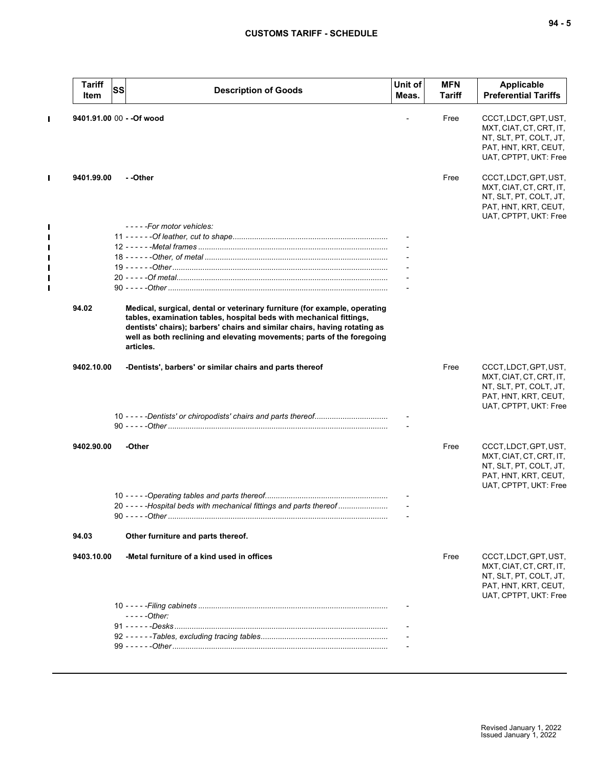| Tariff Item | SS | Description of Goods | Unit of Meas. | MFN Tariff | Applicable Preferential Tariffs |
|---|---|---|---|---|---|
| 9401.91.00 | 00 | - -Of wood | - | Free | CCCT, LDCT, GPT, UST, MXT, CIAT, CT, CRT, IT, NT, SLT, PT, COLT, JT, PAT, HNT, KRT, CEUT, UAT, CPTPT, UKT: Free |
| 9401.99.00 | | - -Other | | Free | CCCT, LDCT, GPT, UST, MXT, CIAT, CT, CRT, IT, NT, SLT, PT, COLT, JT, PAT, HNT, KRT, CEUT, UAT, CPTPT, UKT: Free |
| | | - - - - -*For motor vehicles:* | | | |
| | 11 | - - - - - -*Of leather, cut to shape* | - | | |
| | 12 | - - - - - -*Metal frames* | - | | |
| | 18 | - - - - - -*Other, of metal* | - | | |
| | 19 | - - - - - -*Other* | - | | |
| | 20 | - - - - -*Of metal* | - | | |
| | 90 | - - - - -*Other* | - | | |
| 94.02 | | **Medical, surgical, dental or veterinary furniture (for example, operating tables, examination tables, hospital beds with mechanical fittings, dentists' chairs); barbers' chairs and similar chairs, having rotating as well as both reclining and elevating movements; parts of the foregoing articles.** | | | |
| 9402.10.00 | | -Dentists', barbers' or similar chairs and parts thereof | | Free | CCCT, LDCT, GPT, UST, MXT, CIAT, CT, CRT, IT, NT, SLT, PT, COLT, JT, PAT, HNT, KRT, CEUT, UAT, CPTPT, UKT: Free |
| | 10 | - - - - -*Dentists' or chiropodists' chairs and parts thereof* | - | | |
| | 90 | - - - - -*Other* | - | | |
| 9402.90.00 | | -Other | | Free | CCCT, LDCT, GPT, UST, MXT, CIAT, CT, CRT, IT, NT, SLT, PT, COLT, JT, PAT, HNT, KRT, CEUT, UAT, CPTPT, UKT: Free |
| | 10 | - - - - -*Operating tables and parts thereof* | - | | |
| | 20 | - - - - -*Hospital beds with mechanical fittings and parts thereof* | - | | |
| | 90 | - - - - -*Other* | - | | |
| 94.03 | | **Other furniture and parts thereof.** | | | |
| 9403.10.00 | | -Metal furniture of a kind used in offices | | Free | CCCT, LDCT, GPT, UST, MXT, CIAT, CT, CRT, IT, NT, SLT, PT, COLT, JT, PAT, HNT, KRT, CEUT, UAT, CPTPT, UKT: Free |
| | 10 | - - - - -*Filing cabinets* | - | | |
| | | - - - - -*Other:* | | | |
| | 91 | - - - - - -*Desks* | - | | |
| | 92 | - - - - - -*Tables, excluding tracing tables* | - | | |
| | 99 | - - - - - -*Other* | - | | |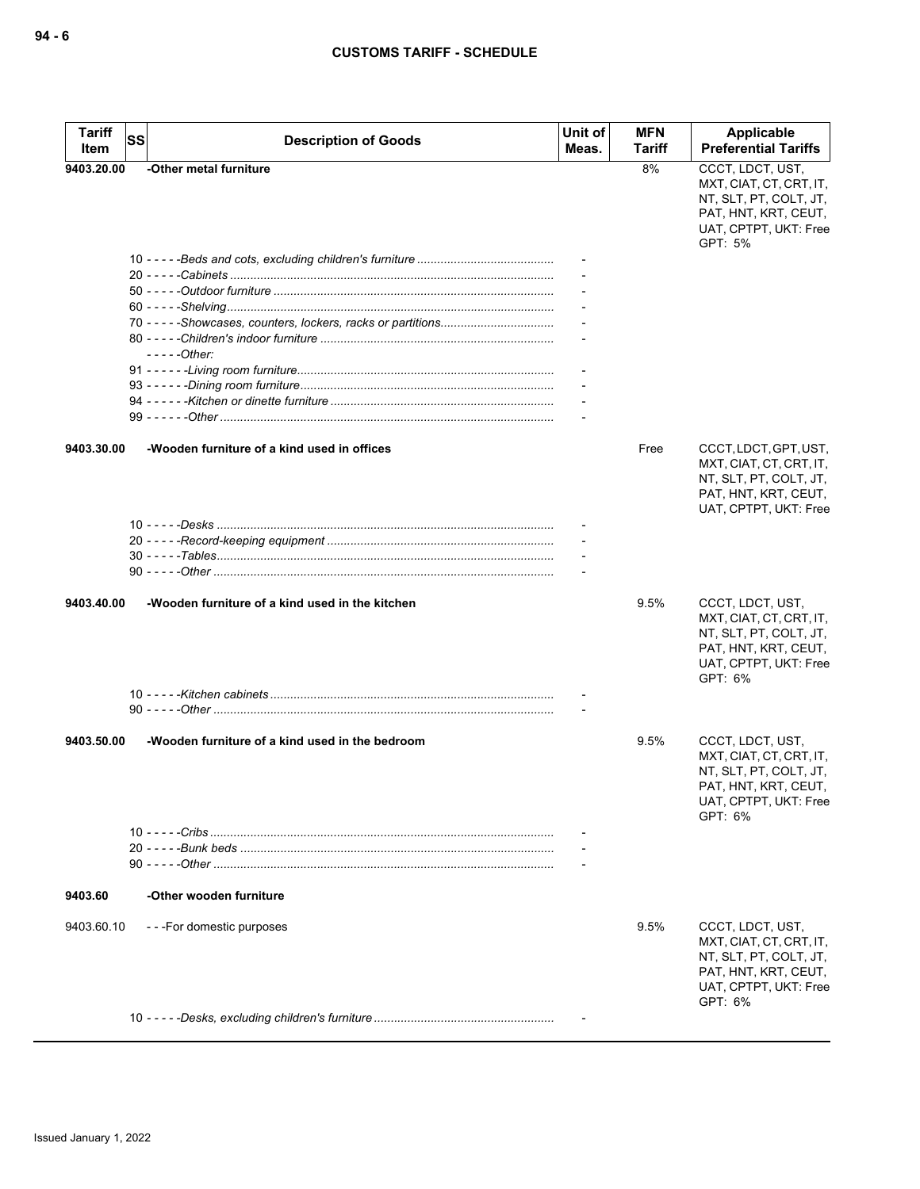| Tariff Item | SS | Description of Goods | Unit of Meas. | MFN Tariff | Applicable Preferential Tariffs |
|---|---|---|---|---|---|
| **9403.20.00** | | **-Other metal furniture** | | 8% | CCCT, LDCT, UST, MXT, CIAT, CT, CRT, IT, NT, SLT, PT, COLT, JT, PAT, HNT, KRT, CEUT, UAT, CPTPT, UKT: Free<br>GPT: 5% |
| | | 10 - - - - -*Beds and cots, excluding children's furniture* | - | | |
| | | 20 - - - - -*Cabinets* | - | | |
| | | 50 - - - - -*Outdoor furniture* | - | | |
| | | 60 - - - - -*Shelving* | - | | |
| | | 70 - - - - -*Showcases, counters, lockers, racks or partitions* | - | | |
| | | 80 - - - - -*Children's indoor furniture* | - | | |
| | | - - - - -*Other:* | | | |
| | | 91 - - - - - -*Living room furniture* | - | | |
| | | 93 - - - - - -*Dining room furniture* | - | | |
| | | 94 - - - - - -*Kitchen or dinette furniture* | - | | |
| | | 99 - - - - - -*Other* | - | | |
| **9403.30.00** | | **-Wooden furniture of a kind used in offices** | | Free | CCCT, LDCT, GPT, UST, MXT, CIAT, CT, CRT, IT, NT, SLT, PT, COLT, JT, PAT, HNT, KRT, CEUT, UAT, CPTPT, UKT: Free |
| | | 10 - - - - -*Desks* | - | | |
| | | 20 - - - - -*Record-keeping equipment* | - | | |
| | | 30 - - - - -*Tables* | - | | |
| | | 90 - - - - -*Other* | - | | |
| **9403.40.00** | | **-Wooden furniture of a kind used in the kitchen** | | 9.5% | CCCT, LDCT, UST, MXT, CIAT, CT, CRT, IT, NT, SLT, PT, COLT, JT, PAT, HNT, KRT, CEUT, UAT, CPTPT, UKT: Free<br>GPT: 6% |
| | | 10 - - - - -*Kitchen cabinets* | - | | |
| | | 90 - - - - -*Other* | - | | |
| **9403.50.00** | | **-Wooden furniture of a kind used in the bedroom** | | 9.5% | CCCT, LDCT, UST, MXT, CIAT, CT, CRT, IT, NT, SLT, PT, COLT, JT, PAT, HNT, KRT, CEUT, UAT, CPTPT, UKT: Free<br>GPT: 6% |
| | | 10 - - - - -*Cribs* | - | | |
| | | 20 - - - - -*Bunk beds* | - | | |
| | | 90 - - - - -*Other* | - | | |
| **9403.60** | | **-Other wooden furniture** | | | |
| 9403.60.10 | | - - -For domestic purposes | | 9.5% | CCCT, LDCT, UST, MXT, CIAT, CT, CRT, IT, NT, SLT, PT, COLT, JT, PAT, HNT, KRT, CEUT, UAT, CPTPT, UKT: Free<br>GPT: 6% |
| | | 10 - - - - -*Desks, excluding children's furniture* | - | | |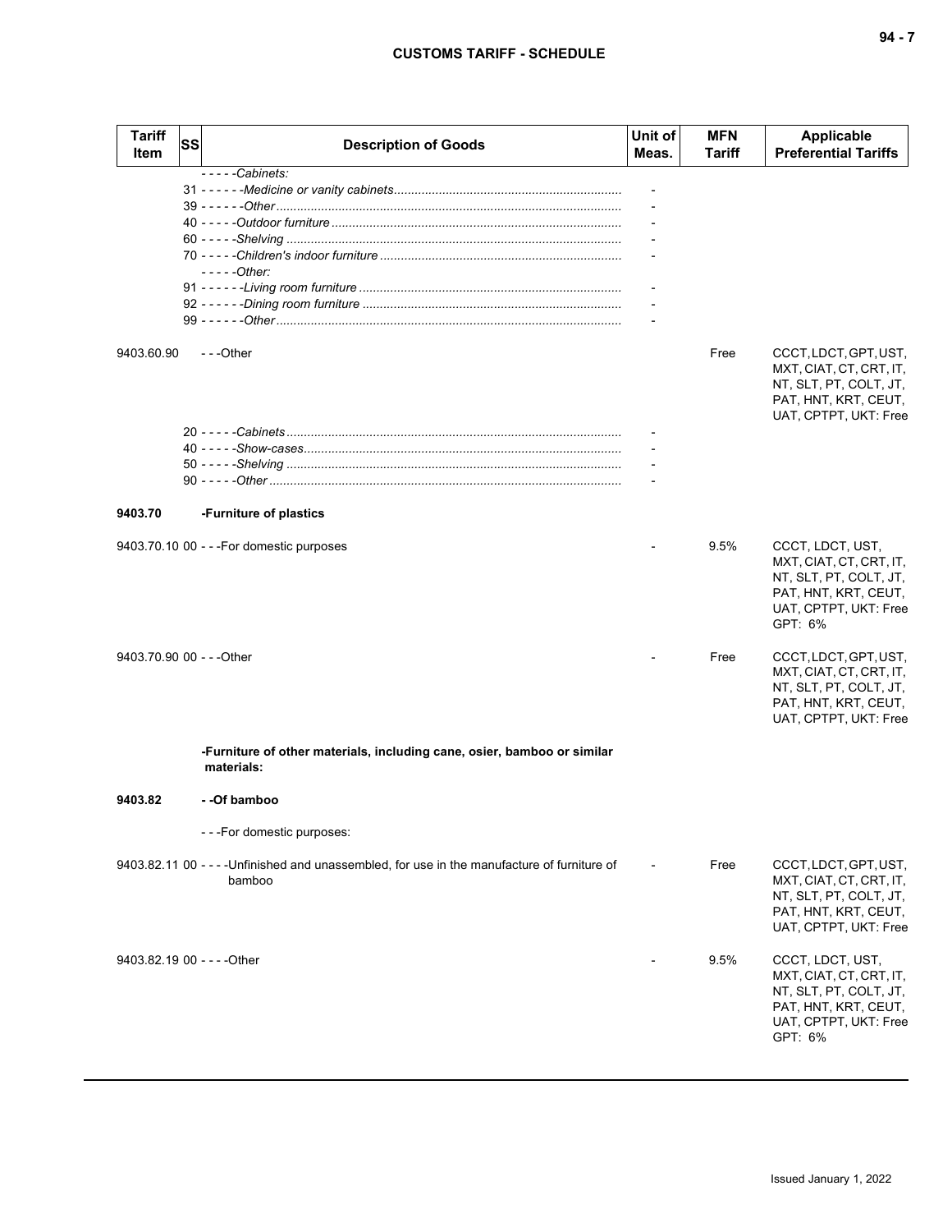| Tariff Item | SS | Description of Goods | Unit of Meas. | MFN Tariff | Applicable Preferential Tariffs |
|---|---|---|---|---|---|
| | | - - - - -*Cabinets:* | | | |
| | 31 | - - - - - -*Medicine or vanity cabinets* | - | | |
| | 39 | - - - - - -*Other* | - | | |
| | 40 | - - - - -*Outdoor furniture* | - | | |
| | 60 | - - - - -*Shelving* | - | | |
| | 70 | - - - - -*Children's indoor furniture* | - | | |
| | | - - - - -*Other:* | | | |
| | 91 | - - - - - -*Living room furniture* | - | | |
| | 92 | - - - - - -*Dining room furniture* | - | | |
| | 99 | - - - - - -*Other* | - | | |
| 9403.60.90 | | - - -Other | | Free | CCCT, LDCT, GPT, UST, MXT, CIAT, CT, CRT, IT, NT, SLT, PT, COLT, JT, PAT, HNT, KRT, CEUT, UAT, CPTPT, UKT: Free |
| | 20 | - - - - -*Cabinets* | - | | |
| | 40 | - - - - -*Show-cases* | - | | |
| | 50 | - - - - -*Shelving* | - | | |
| | 90 | - - - - -*Other* | - | | |
| **9403.70** | | **-Furniture of plastics** | | | |
| 9403.70.10 | 00 | - - -For domestic purposes | - | 9.5% | CCCT, LDCT, UST, MXT, CIAT, CT, CRT, IT, NT, SLT, PT, COLT, JT, PAT, HNT, KRT, CEUT, UAT, CPTPT, UKT: Free<br>GPT: 6% |
| 9403.70.90 | 00 | - - -Other | - | Free | CCCT, LDCT, GPT, UST, MXT, CIAT, CT, CRT, IT, NT, SLT, PT, COLT, JT, PAT, HNT, KRT, CEUT, UAT, CPTPT, UKT: Free |
| | | **-Furniture of other materials, including cane, osier, bamboo or similar materials:** | | | |
| **9403.82** | | **- -Of bamboo** | | | |
| | | - - -For domestic purposes: | | | |
| 9403.82.11 | 00 | - - - -Unfinished and unassembled, for use in the manufacture of furniture of bamboo | - | Free | CCCT, LDCT, GPT, UST, MXT, CIAT, CT, CRT, IT, NT, SLT, PT, COLT, JT, PAT, HNT, KRT, CEUT, UAT, CPTPT, UKT: Free |
| 9403.82.19 | 00 | - - - -Other | - | 9.5% | CCCT, LDCT, UST, MXT, CIAT, CT, CRT, IT, NT, SLT, PT, COLT, JT, PAT, HNT, KRT, CEUT, UAT, CPTPT, UKT: Free<br>GPT: 6% |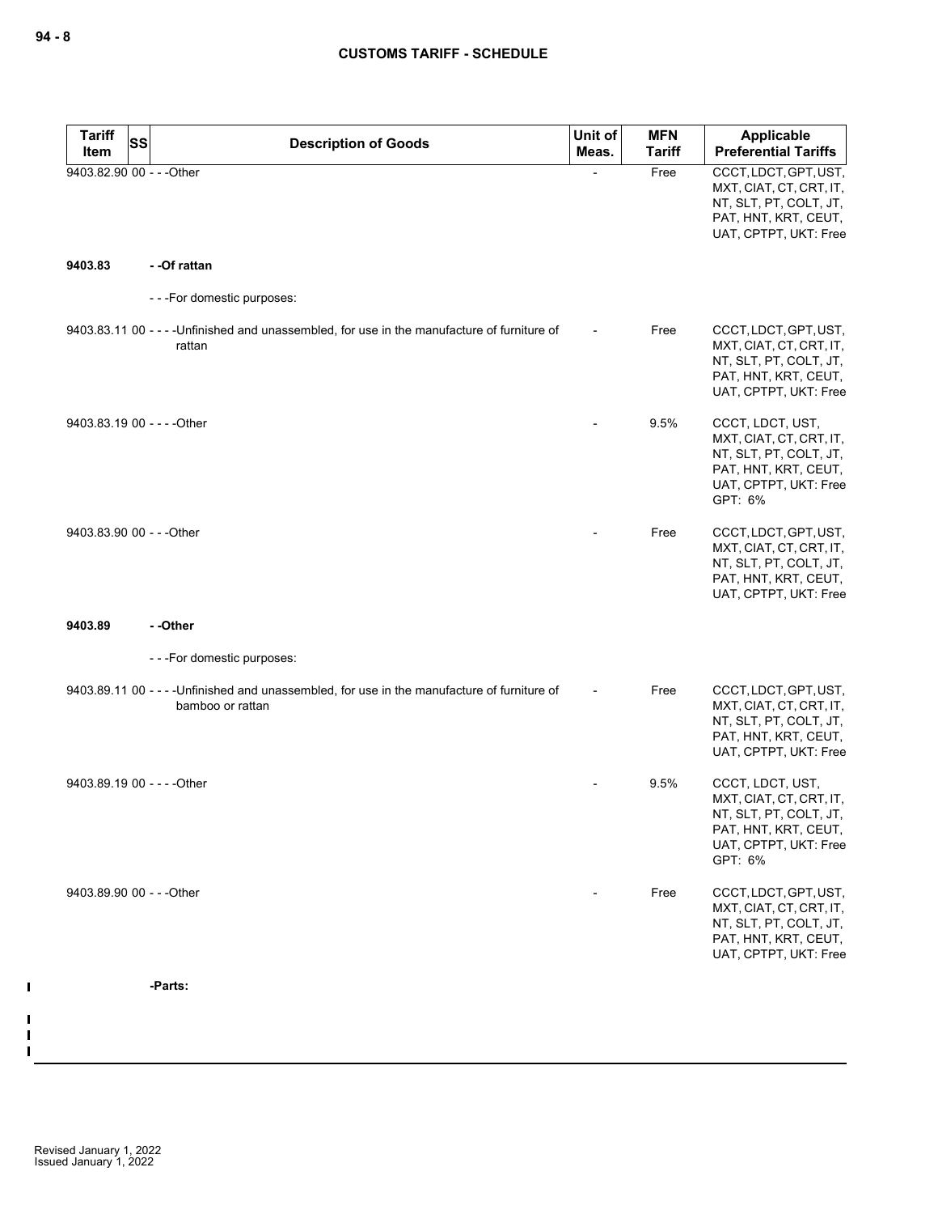| Tariff Item | SS | Description of Goods | Unit of Meas. | MFN Tariff | Applicable Preferential Tariffs |
|---|---|---|---|---|---|
| 9403.82.90 | 00 | - - -Other | - | Free | CCCT, LDCT, GPT, UST, MXT, CIAT, CT, CRT, IT, NT, SLT, PT, COLT, JT, PAT, HNT, KRT, CEUT, UAT, CPTPT, UKT: Free |
| **9403.83** | | **- -Of rattan** | | | |
| | | - - -For domestic purposes: | | | |
| 9403.83.11 | 00 | - - - -Unfinished and unassembled, for use in the manufacture of furniture of rattan | - | Free | CCCT, LDCT, GPT, UST, MXT, CIAT, CT, CRT, IT, NT, SLT, PT, COLT, JT, PAT, HNT, KRT, CEUT, UAT, CPTPT, UKT: Free |
| 9403.83.19 | 00 | - - - -Other | - | 9.5% | CCCT, LDCT, UST, MXT, CIAT, CT, CRT, IT, NT, SLT, PT, COLT, JT, PAT, HNT, KRT, CEUT, UAT, CPTPT, UKT: Free GPT: 6% |
| 9403.83.90 | 00 | - - -Other | - | Free | CCCT, LDCT, GPT, UST, MXT, CIAT, CT, CRT, IT, NT, SLT, PT, COLT, JT, PAT, HNT, KRT, CEUT, UAT, CPTPT, UKT: Free |
| **9403.89** | | **- -Other** | | | |
| | | - - -For domestic purposes: | | | |
| 9403.89.11 | 00 | - - - -Unfinished and unassembled, for use in the manufacture of furniture of bamboo or rattan | - | Free | CCCT, LDCT, GPT, UST, MXT, CIAT, CT, CRT, IT, NT, SLT, PT, COLT, JT, PAT, HNT, KRT, CEUT, UAT, CPTPT, UKT: Free |
| 9403.89.19 | 00 | - - - -Other | - | 9.5% | CCCT, LDCT, UST, MXT, CIAT, CT, CRT, IT, NT, SLT, PT, COLT, JT, PAT, HNT, KRT, CEUT, UAT, CPTPT, UKT: Free GPT: 6% |
| 9403.89.90 | 00 | - - -Other | - | Free | CCCT, LDCT, GPT, UST, MXT, CIAT, CT, CRT, IT, NT, SLT, PT, COLT, JT, PAT, HNT, KRT, CEUT, UAT, CPTPT, UKT: Free |
| | | **-Parts:** | | | |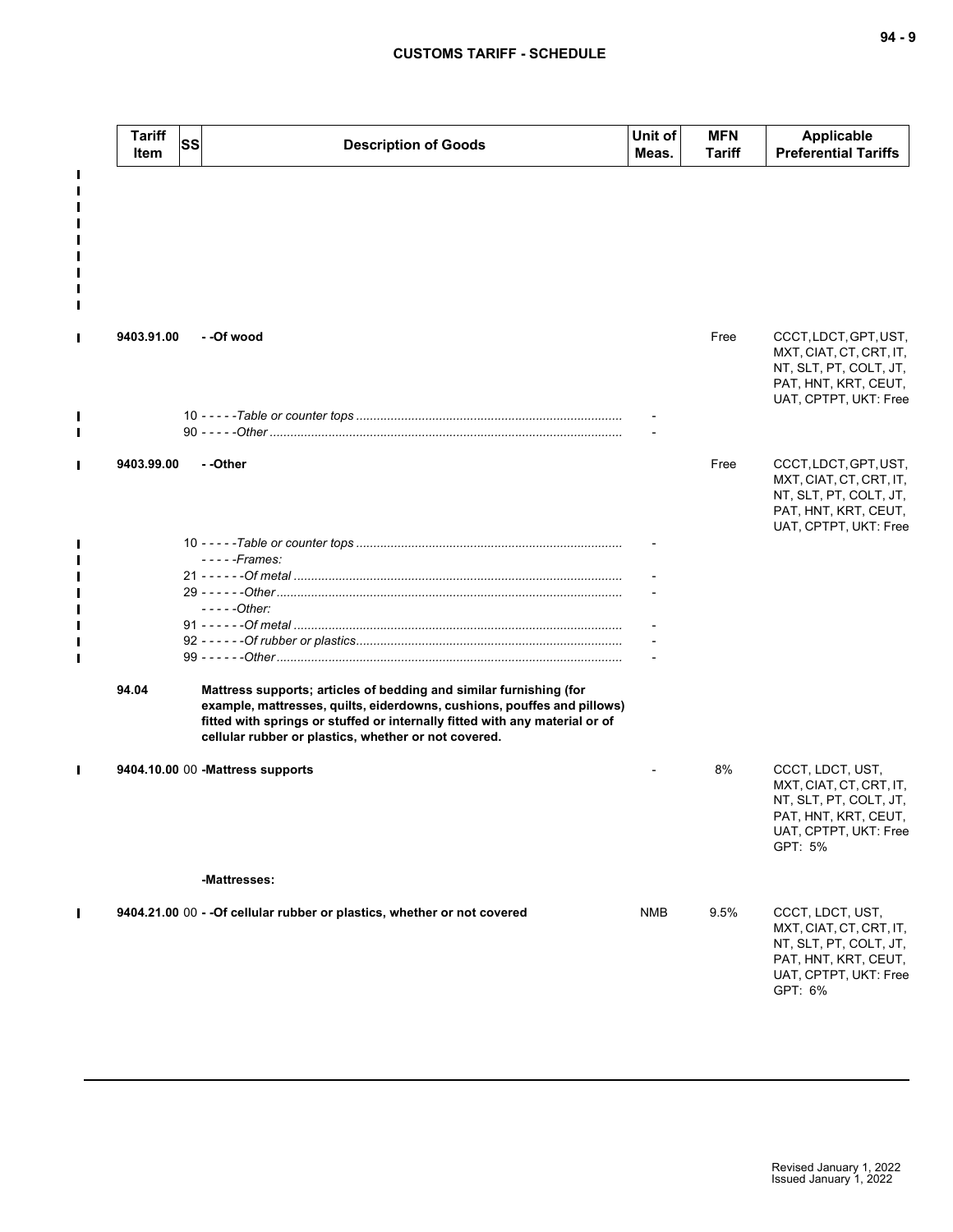| Tariff Item | SS | Description of Goods | Unit of Meas. | MFN Tariff | Applicable Preferential Tariffs |
|---|---|---|---|---|---|
| 9403.91.00 | | - -Of wood | | Free | CCCT, LDCT, GPT, UST, MXT, CIAT, CT, CRT, IT, NT, SLT, PT, COLT, JT, PAT, HNT, KRT, CEUT, UAT, CPTPT, UKT: Free |
| | 10 | - - - - -*Table or counter tops* | - | | |
| | 90 | - - - - -*Other* | - | | |
| 9403.99.00 | | - -Other | | Free | CCCT, LDCT, GPT, UST, MXT, CIAT, CT, CRT, IT, NT, SLT, PT, COLT, JT, PAT, HNT, KRT, CEUT, UAT, CPTPT, UKT: Free |
| | 10 | - - - - -*Table or counter tops* | - | | |
| | | - - - - -*Frames:* | | | |
| | 21 | - - - - - -*Of metal* | - | | |
| | 29 | - - - - - -*Other* | - | | |
| | | - - - - -*Other:* | | | |
| | 91 | - - - - - -*Of metal* | - | | |
| | 92 | - - - - - -*Of rubber or plastics* | - | | |
| | 99 | - - - - - -*Other* | - | | |
| 94.04 | | **Mattress supports; articles of bedding and similar furnishing (for example, mattresses, quilts, eiderdowns, cushions, pouffes and pillows) fitted with springs or stuffed or internally fitted with any material or of cellular rubber or plastics, whether or not covered.** | | | |
| 9404.10.00 | 00 | **-Mattress supports** | - | 8% | CCCT, LDCT, UST, MXT, CIAT, CT, CRT, IT, NT, SLT, PT, COLT, JT, PAT, HNT, KRT, CEUT, UAT, CPTPT, UKT: Free<br>GPT: 5% |
| | | **-Mattresses:** | | | |
| 9404.21.00 | 00 | **- -Of cellular rubber or plastics, whether or not covered** | NMB | 9.5% | CCCT, LDCT, UST, MXT, CIAT, CT, CRT, IT, NT, SLT, PT, COLT, JT, PAT, HNT, KRT, CEUT, UAT, CPTPT, UKT: Free<br>GPT: 6% |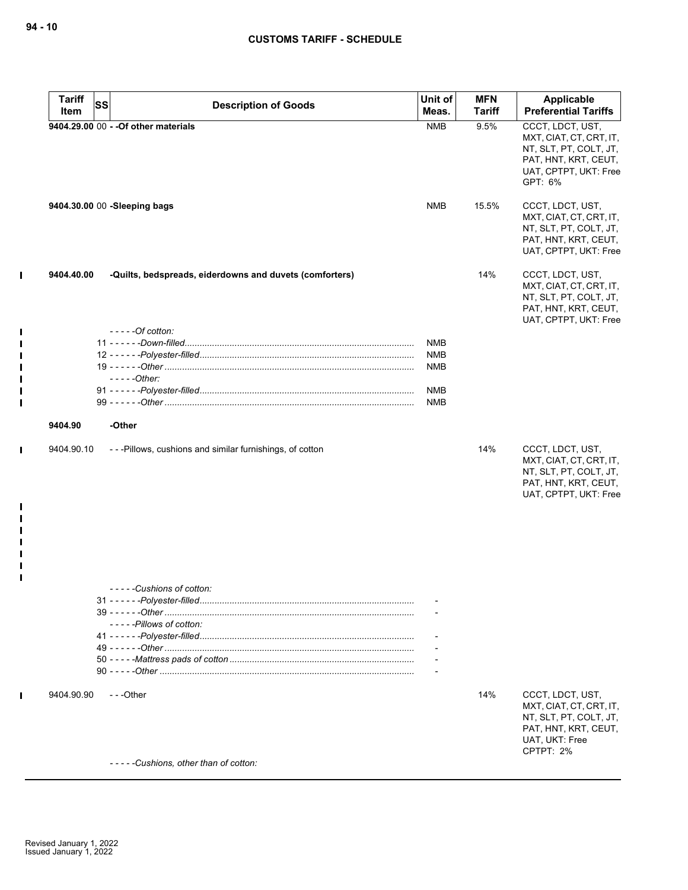| Tariff Item | SS | Description of Goods | Unit of Meas. | MFN Tariff | Applicable Preferential Tariffs |
|---|---|---|---|---|---|
| **9404.29.00** | 00 | **- -Of other materials** | NMB | 9.5% | CCCT, LDCT, UST, MXT, CIAT, CT, CRT, IT, NT, SLT, PT, COLT, JT, PAT, HNT, KRT, CEUT, UAT, CPTPT, UKT: Free GPT: 6% |
| **9404.30.00** | 00 | **-Sleeping bags** | NMB | 15.5% | CCCT, LDCT, UST, MXT, CIAT, CT, CRT, IT, NT, SLT, PT, COLT, JT, PAT, HNT, KRT, CEUT, UAT, CPTPT, UKT: Free |
| **9404.40.00** | | **-Quilts, bedspreads, eiderdowns and duvets (comforters)** | | 14% | CCCT, LDCT, UST, MXT, CIAT, CT, CRT, IT, NT, SLT, PT, COLT, JT, PAT, HNT, KRT, CEUT, UAT, CPTPT, UKT: Free |
| | | *- - - - -Of cotton:* | | | |
| | 11 | *- - - - - -Down-filled* | NMB | | |
| | 12 | *- - - - - -Polyester-filled* | NMB | | |
| | 19 | *- - - - - -Other* | NMB | | |
| | | *- - - - -Other:* | | | |
| | 91 | *- - - - - -Polyester-filled* | NMB | | |
| | 99 | *- - - - - -Other* | NMB | | |
| **9404.90** | | **-Other** | | | |
| 9404.90.10 | | - - -Pillows, cushions and similar furnishings, of cotton | | 14% | CCCT, LDCT, UST, MXT, CIAT, CT, CRT, IT, NT, SLT, PT, COLT, JT, PAT, HNT, KRT, CEUT, UAT, CPTPT, UKT: Free |
| | | *- - - - -Cushions of cotton:* | | | |
| | 31 | *- - - - - -Polyester-filled* | - | | |
| | 39 | *- - - - - -Other* | - | | |
| | | *- - - - -Pillows of cotton:* | | | |
| | 41 | *- - - - - -Polyester-filled* | - | | |
| | 49 | *- - - - - -Other* | - | | |
| | 50 | *- - - - -Mattress pads of cotton* | - | | |
| | 90 | *- - - - -Other* | - | | |
| 9404.90.90 | | - - -Other | | 14% | CCCT, LDCT, UST, MXT, CIAT, CT, CRT, IT, NT, SLT, PT, COLT, JT, PAT, HNT, KRT, CEUT, UAT, UKT: Free CPTPT: 2% |
| | | *- - - - -Cushions, other than of cotton:* | | | |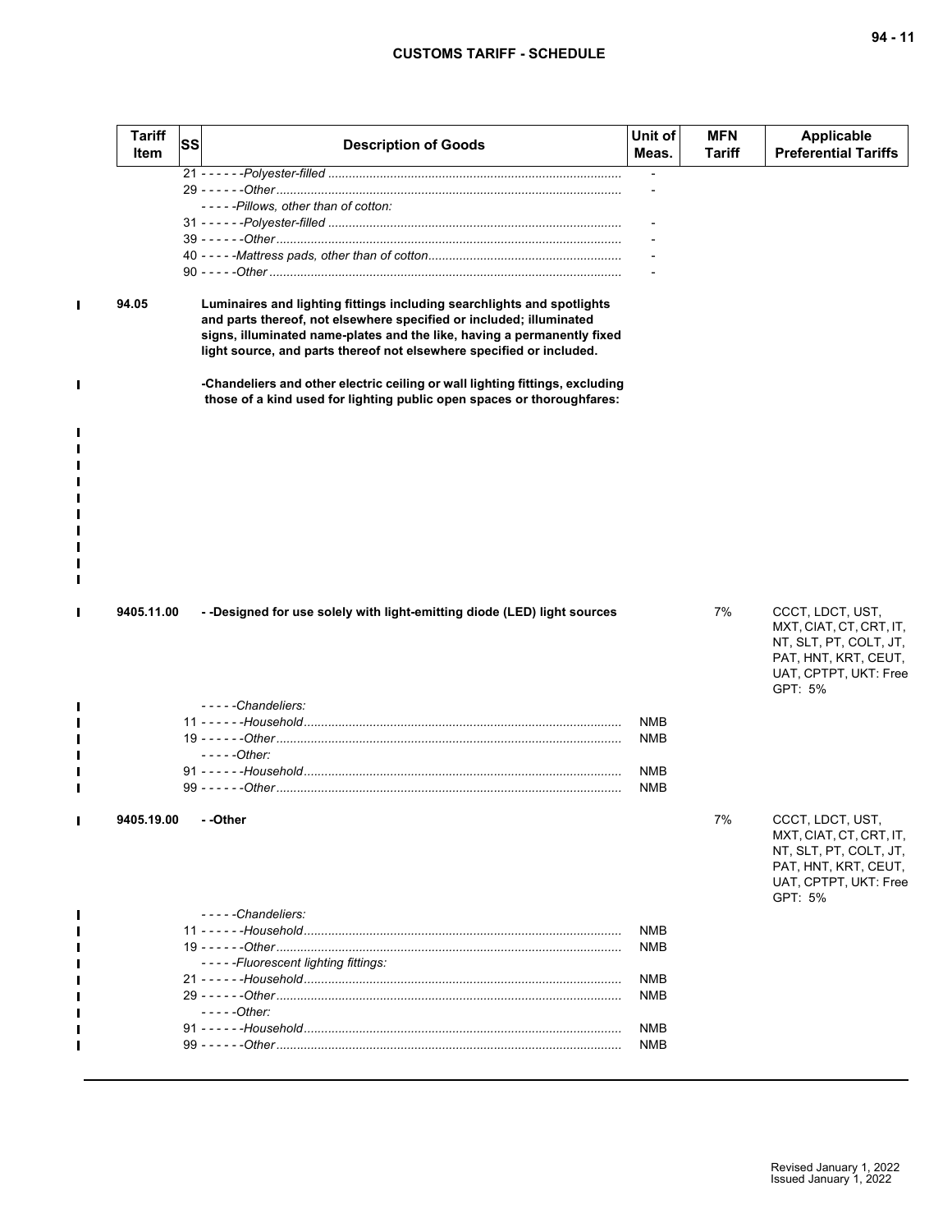| Tariff Item | SS | Description of Goods | Unit of Meas. | MFN Tariff | Applicable Preferential Tariffs |
|---|---|---|---|---|---|
| | | 21 - - - - - -*Polyester-filled* | - | | |
| | | 29 - - - - - -*Other* | - | | |
| | | - - - - -*Pillows, other than of cotton:* | | | |
| | | 31 - - - - - -*Polyester-filled* | - | | |
| | | 39 - - - - - -*Other* | - | | |
| | | 40 - - - - -*Mattress pads, other than of cotton* | - | | |
| | | 90 - - - - -*Other* | - | | |
| **94.05** | | **Luminaires and lighting fittings including searchlights and spotlights and parts thereof, not elsewhere specified or included; illuminated signs, illuminated name-plates and the like, having a permanently fixed light source, and parts thereof not elsewhere specified or included.** | | | |
| | | **-Chandeliers and other electric ceiling or wall lighting fittings, excluding those of a kind used for lighting public open spaces or thoroughfares:** | | | |
| **9405.11.00** | | **- -Designed for use solely with light-emitting diode (LED) light sources** | | 7% | CCCT, LDCT, UST, MXT, CIAT, CT, CRT, IT, NT, SLT, PT, COLT, JT, PAT, HNT, KRT, CEUT, UAT, CPTPT, UKT: Free GPT: 5% |
| | | - - - - -*Chandeliers:* | | | |
| | | 11 - - - - - -*Household* | NMB | | |
| | | 19 - - - - - -*Other* | NMB | | |
| | | - - - - -*Other:* | | | |
| | | 91 - - - - - -*Household* | NMB | | |
| | | 99 - - - - - -*Other* | NMB | | |
| **9405.19.00** | | **- -Other** | | 7% | CCCT, LDCT, UST, MXT, CIAT, CT, CRT, IT, NT, SLT, PT, COLT, JT, PAT, HNT, KRT, CEUT, UAT, CPTPT, UKT: Free GPT: 5% |
| | | - - - - -*Chandeliers:* | | | |
| | | 11 - - - - - -*Household* | NMB | | |
| | | 19 - - - - - -*Other* | NMB | | |
| | | - - - - -*Fluorescent lighting fittings:* | | | |
| | | 21 - - - - - -*Household* | NMB | | |
| | | 29 - - - - - -*Other* | NMB | | |
| | | - - - - -*Other:* | | | |
| | | 91 - - - - - -*Household* | NMB | | |
| | | 99 - - - - - -*Other* | NMB | | |

Revised January 1, 2022
Issued January 1, 2022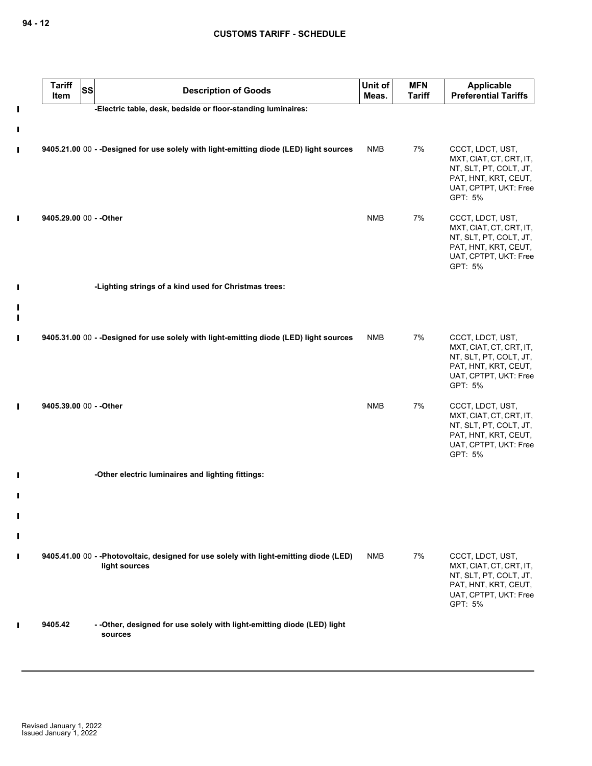| Tariff Item | SS | Description of Goods | Unit of Meas. | MFN Tariff | Applicable Preferential Tariffs |
|---|---|---|---|---|---|
| | | -Electric table, desk, bedside or floor-standing luminaires: | | | |
| 9405.21.00 | 00 | - -Designed for use solely with light-emitting diode (LED) light sources | NMB | 7% | CCCT, LDCT, UST, MXT, CIAT, CT, CRT, IT, NT, SLT, PT, COLT, JT, PAT, HNT, KRT, CEUT, UAT, CPTPT, UKT: Free<br>GPT: 5% |
| 9405.29.00 | 00 | - -Other | NMB | 7% | CCCT, LDCT, UST, MXT, CIAT, CT, CRT, IT, NT, SLT, PT, COLT, JT, PAT, HNT, KRT, CEUT, UAT, CPTPT, UKT: Free<br>GPT: 5% |
| | | -Lighting strings of a kind used for Christmas trees: | | | |
| 9405.31.00 | 00 | - -Designed for use solely with light-emitting diode (LED) light sources | NMB | 7% | CCCT, LDCT, UST, MXT, CIAT, CT, CRT, IT, NT, SLT, PT, COLT, JT, PAT, HNT, KRT, CEUT, UAT, CPTPT, UKT: Free<br>GPT: 5% |
| 9405.39.00 | 00 | - -Other | NMB | 7% | CCCT, LDCT, UST, MXT, CIAT, CT, CRT, IT, NT, SLT, PT, COLT, JT, PAT, HNT, KRT, CEUT, UAT, CPTPT, UKT: Free<br>GPT: 5% |
| | | -Other electric luminaires and lighting fittings: | | | |
| 9405.41.00 | 00 | - -Photovoltaic, designed for use solely with light-emitting diode (LED) light sources | NMB | 7% | CCCT, LDCT, UST, MXT, CIAT, CT, CRT, IT, NT, SLT, PT, COLT, JT, PAT, HNT, KRT, CEUT, UAT, CPTPT, UKT: Free<br>GPT: 5% |
| 9405.42 | | - -Other, designed for use solely with light-emitting diode (LED) light sources | | | |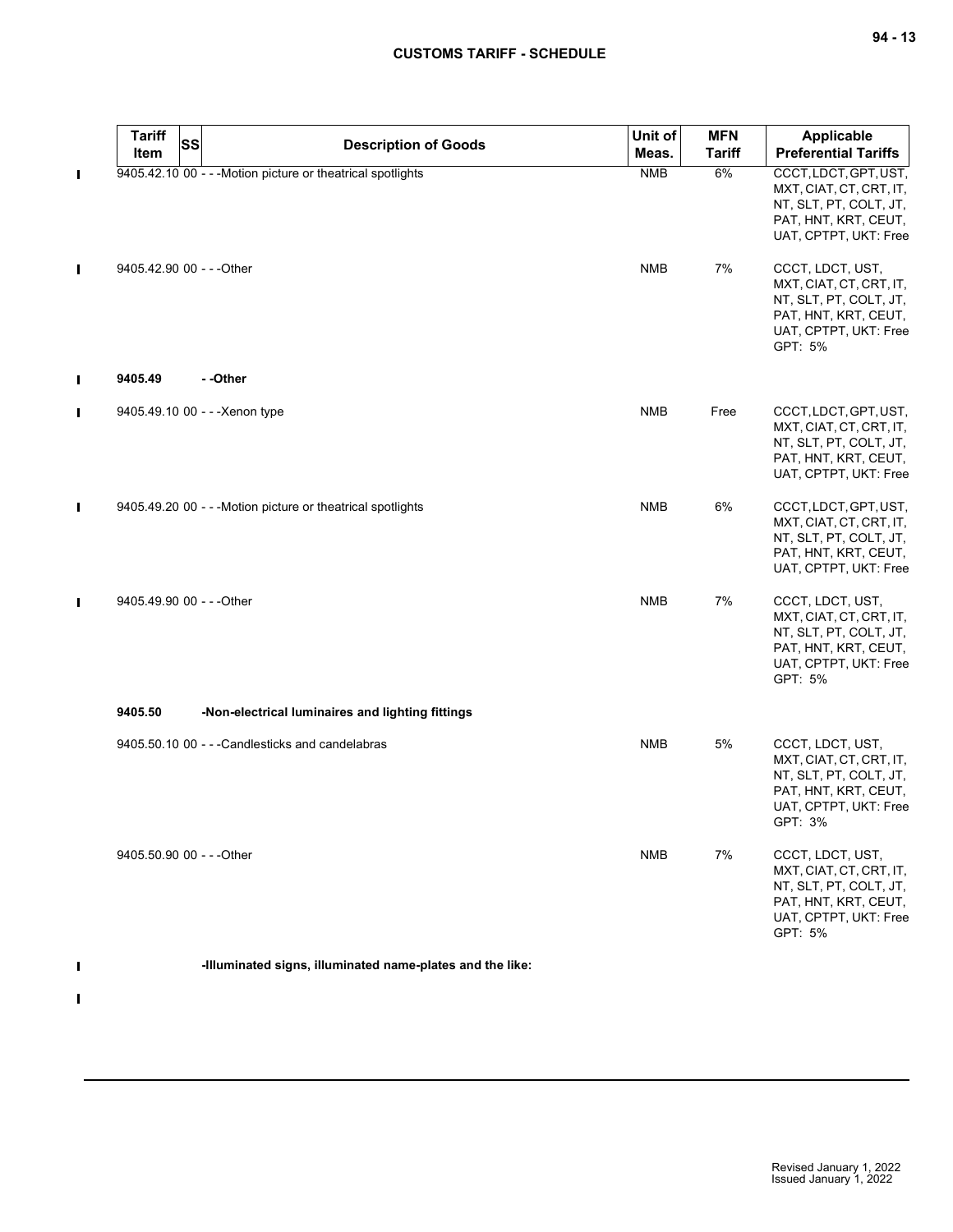| Tariff Item | SS | Description of Goods | Unit of Meas. | MFN Tariff | Applicable Preferential Tariffs |
|---|---|---|---|---|---|
| 9405.42.10 | 00 | - - -Motion picture or theatrical spotlights | NMB | 6% | CCCT, LDCT, GPT, UST, MXT, CIAT, CT, CRT, IT, NT, SLT, PT, COLT, JT, PAT, HNT, KRT, CEUT, UAT, CPTPT, UKT: Free |
| 9405.42.90 | 00 | - - -Other | NMB | 7% | CCCT, LDCT, UST, MXT, CIAT, CT, CRT, IT, NT, SLT, PT, COLT, JT, PAT, HNT, KRT, CEUT, UAT, CPTPT, UKT: Free<br>GPT: 5% |
| **9405.49** | | **- -Other** | | | |
| 9405.49.10 | 00 | - - -Xenon type | NMB | Free | CCCT, LDCT, GPT, UST, MXT, CIAT, CT, CRT, IT, NT, SLT, PT, COLT, JT, PAT, HNT, KRT, CEUT, UAT, CPTPT, UKT: Free |
| 9405.49.20 | 00 | - - -Motion picture or theatrical spotlights | NMB | 6% | CCCT, LDCT, GPT, UST, MXT, CIAT, CT, CRT, IT, NT, SLT, PT, COLT, JT, PAT, HNT, KRT, CEUT, UAT, CPTPT, UKT: Free |
| 9405.49.90 | 00 | - - -Other | NMB | 7% | CCCT, LDCT, UST, MXT, CIAT, CT, CRT, IT, NT, SLT, PT, COLT, JT, PAT, HNT, KRT, CEUT, UAT, CPTPT, UKT: Free<br>GPT: 5% |
| **9405.50** | | **-Non-electrical luminaires and lighting fittings** | | | |
| 9405.50.10 | 00 | - - -Candlesticks and candelabras | NMB | 5% | CCCT, LDCT, UST, MXT, CIAT, CT, CRT, IT, NT, SLT, PT, COLT, JT, PAT, HNT, KRT, CEUT, UAT, CPTPT, UKT: Free<br>GPT: 3% |
| 9405.50.90 | 00 | - - -Other | NMB | 7% | CCCT, LDCT, UST, MXT, CIAT, CT, CRT, IT, NT, SLT, PT, COLT, JT, PAT, HNT, KRT, CEUT, UAT, CPTPT, UKT: Free<br>GPT: 5% |
| | | **-Illuminated signs, illuminated name-plates and the like:** | | | |

Revised January 1, 2022
Issued January 1, 2022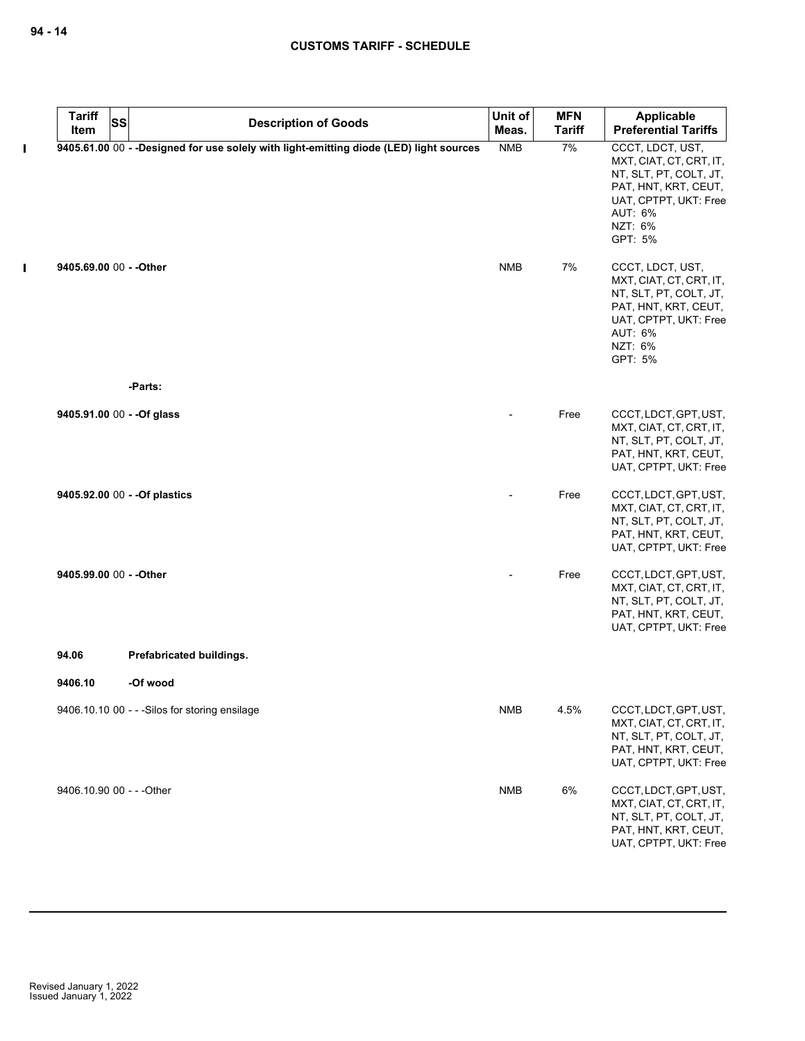| Tariff Item | SS | Description of Goods | Unit of Meas. | MFN Tariff | Applicable Preferential Tariffs |
|---|---|---|---|---|---|
| **9405.61.00** | 00 | **- -Designed for use solely with light-emitting diode (LED) light sources** | NMB | 7% | CCCT, LDCT, UST, MXT, CIAT, CT, CRT, IT, NT, SLT, PT, COLT, JT, PAT, HNT, KRT, CEUT, UAT, CPTPT, UKT: Free AUT: 6% NZT: 6% GPT: 5% |
| **9405.69.00** | 00 | **- -Other** | NMB | 7% | CCCT, LDCT, UST, MXT, CIAT, CT, CRT, IT, NT, SLT, PT, COLT, JT, PAT, HNT, KRT, CEUT, UAT, CPTPT, UKT: Free AUT: 6% NZT: 6% GPT: 5% |
| | | **-Parts:** | | | |
| **9405.91.00** | 00 | **- -Of glass** | - | Free | CCCT, LDCT, GPT, UST, MXT, CIAT, CT, CRT, IT, NT, SLT, PT, COLT, JT, PAT, HNT, KRT, CEUT, UAT, CPTPT, UKT: Free |
| **9405.92.00** | 00 | **- -Of plastics** | - | Free | CCCT, LDCT, GPT, UST, MXT, CIAT, CT, CRT, IT, NT, SLT, PT, COLT, JT, PAT, HNT, KRT, CEUT, UAT, CPTPT, UKT: Free |
| **9405.99.00** | 00 | **- -Other** | - | Free | CCCT, LDCT, GPT, UST, MXT, CIAT, CT, CRT, IT, NT, SLT, PT, COLT, JT, PAT, HNT, KRT, CEUT, UAT, CPTPT, UKT: Free |
| **94.06** | | **Prefabricated buildings.** | | | |
| **9406.10** | | **-Of wood** | | | |
| 9406.10.10 | 00 | - - -Silos for storing ensilage | NMB | 4.5% | CCCT, LDCT, GPT, UST, MXT, CIAT, CT, CRT, IT, NT, SLT, PT, COLT, JT, PAT, HNT, KRT, CEUT, UAT, CPTPT, UKT: Free |
| 9406.10.90 | 00 | - - -Other | NMB | 6% | CCCT, LDCT, GPT, UST, MXT, CIAT, CT, CRT, IT, NT, SLT, PT, COLT, JT, PAT, HNT, KRT, CEUT, UAT, CPTPT, UKT: Free |

Revised January 1, 2022
Issued January 1, 2022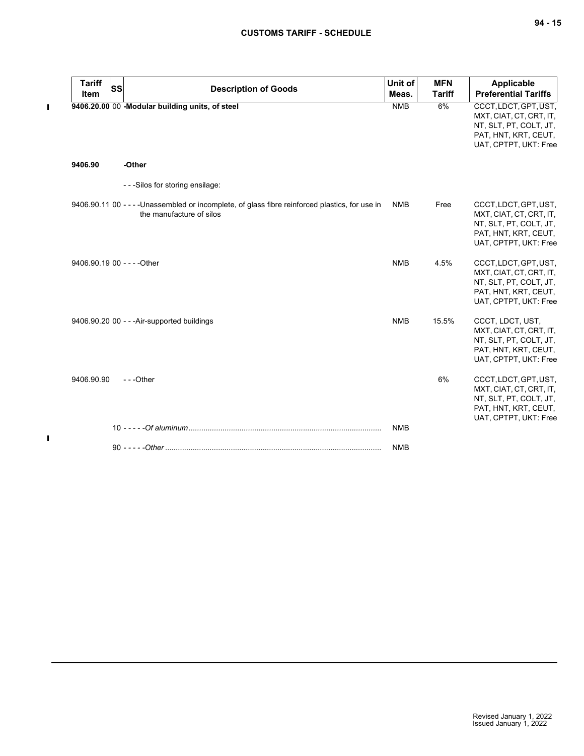| Tariff Item | SS | Description of Goods | Unit of Meas. | MFN Tariff | Applicable Preferential Tariffs |
|---|---|---|---|---|---|
| **9406.20.00** | 00 | **-Modular building units, of steel** | NMB | 6% | CCCT, LDCT, GPT, UST, MXT, CIAT, CT, CRT, IT, NT, SLT, PT, COLT, JT, PAT, HNT, KRT, CEUT, UAT, CPTPT, UKT: Free |
| **9406.90** | | **-Other** | | | |
| | | - - -Silos for storing ensilage: | | | |
| 9406.90.11 | 00 | - - - -Unassembled or incomplete, of glass fibre reinforced plastics, for use in the manufacture of silos | NMB | Free | CCCT, LDCT, GPT, UST, MXT, CIAT, CT, CRT, IT, NT, SLT, PT, COLT, JT, PAT, HNT, KRT, CEUT, UAT, CPTPT, UKT: Free |
| 9406.90.19 | 00 | - - - -Other | NMB | 4.5% | CCCT, LDCT, GPT, UST, MXT, CIAT, CT, CRT, IT, NT, SLT, PT, COLT, JT, PAT, HNT, KRT, CEUT, UAT, CPTPT, UKT: Free |
| 9406.90.20 | 00 | - - -Air-supported buildings | NMB | 15.5% | CCCT, LDCT, UST, MXT, CIAT, CT, CRT, IT, NT, SLT, PT, COLT, JT, PAT, HNT, KRT, CEUT, UAT, CPTPT, UKT: Free |
| 9406.90.90 | | - - -Other | | 6% | CCCT, LDCT, GPT, UST, MXT, CIAT, CT, CRT, IT, NT, SLT, PT, COLT, JT, PAT, HNT, KRT, CEUT, UAT, CPTPT, UKT: Free |
| | 10 | - - - - -*Of aluminum* | NMB | | |
| | 90 | - - - - -*Other* | NMB | | |

Revised January 1, 2022
Issued January 1, 2022